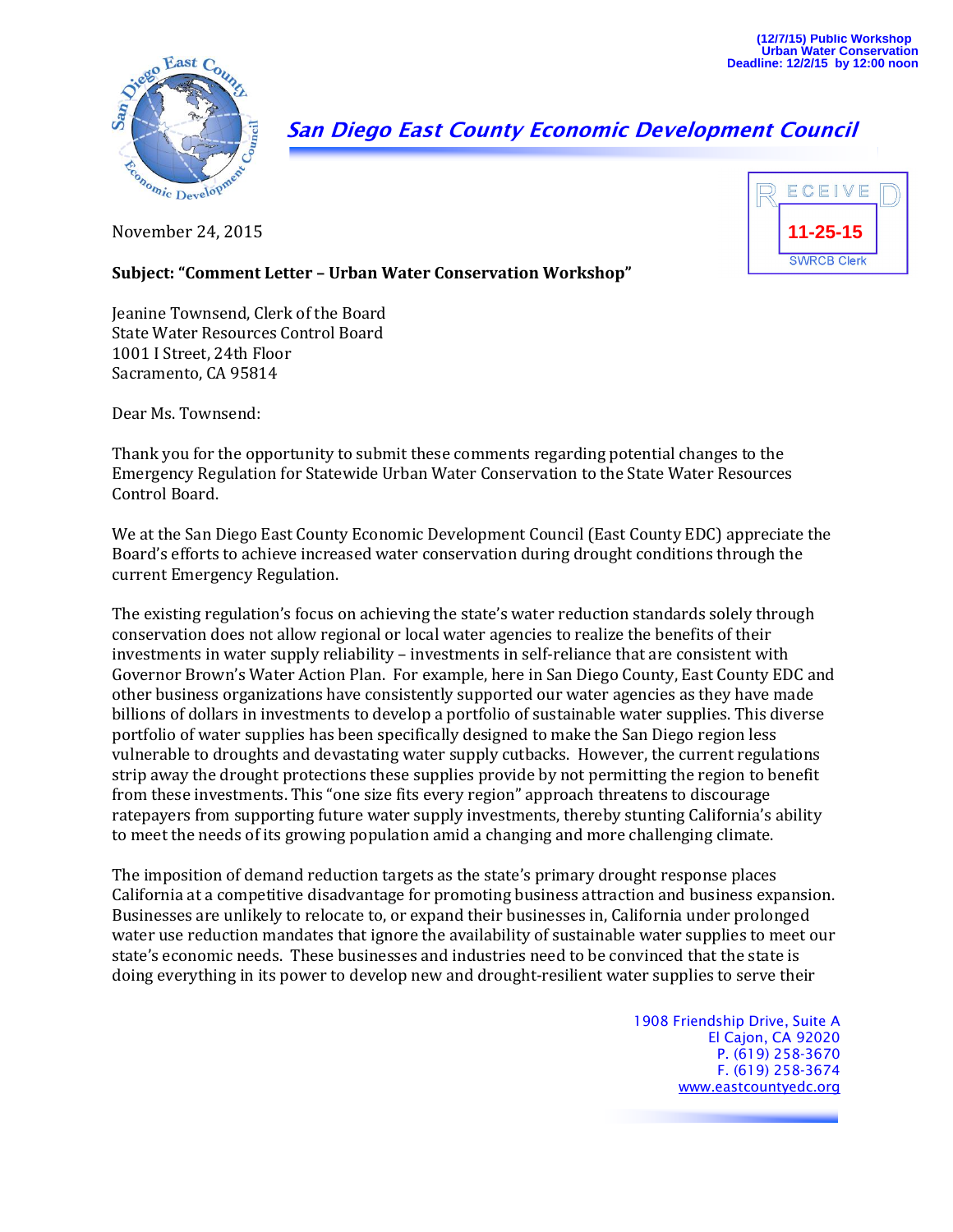(12/7/15) Public Workshop
Urban Water Conservation
Deadline: 12/2/15 by 12:00 noon

## *San Diego East County Economic Development Council*

RECEIVED
11-25-15
SWRCB Clerk

November 24, 2015

**Subject: "Comment Letter – Urban Water Conservation Workshop"**

Jeanine Townsend, Clerk of the Board
State Water Resources Control Board
1001 I Street, 24th Floor
Sacramento, CA 95814

Dear Ms. Townsend:

Thank you for the opportunity to submit these comments regarding potential changes to the Emergency Regulation for Statewide Urban Water Conservation to the State Water Resources Control Board.

We at the San Diego East County Economic Development Council (East County EDC) appreciate the Board's efforts to achieve increased water conservation during drought conditions through the current Emergency Regulation.

The existing regulation's focus on achieving the state's water reduction standards solely through conservation does not allow regional or local water agencies to realize the benefits of their investments in water supply reliability – investments in self-reliance that are consistent with Governor Brown's Water Action Plan. For example, here in San Diego County, East County EDC and other business organizations have consistently supported our water agencies as they have made billions of dollars in investments to develop a portfolio of sustainable water supplies. This diverse portfolio of water supplies has been specifically designed to make the San Diego region less vulnerable to droughts and devastating water supply cutbacks. However, the current regulations strip away the drought protections these supplies provide by not permitting the region to benefit from these investments. This "one size fits every region" approach threatens to discourage ratepayers from supporting future water supply investments, thereby stunting California's ability to meet the needs of its growing population amid a changing and more challenging climate.

The imposition of demand reduction targets as the state's primary drought response places California at a competitive disadvantage for promoting business attraction and business expansion. Businesses are unlikely to relocate to, or expand their businesses in, California under prolonged water use reduction mandates that ignore the availability of sustainable water supplies to meet our state's economic needs. These businesses and industries need to be convinced that the state is doing everything in its power to develop new and drought-resilient water supplies to serve their

1908 Friendship Drive, Suite A
El Cajon, CA 92020
P. (619) 258-3670
F. (619) 258-3674
www.eastcountyedc.org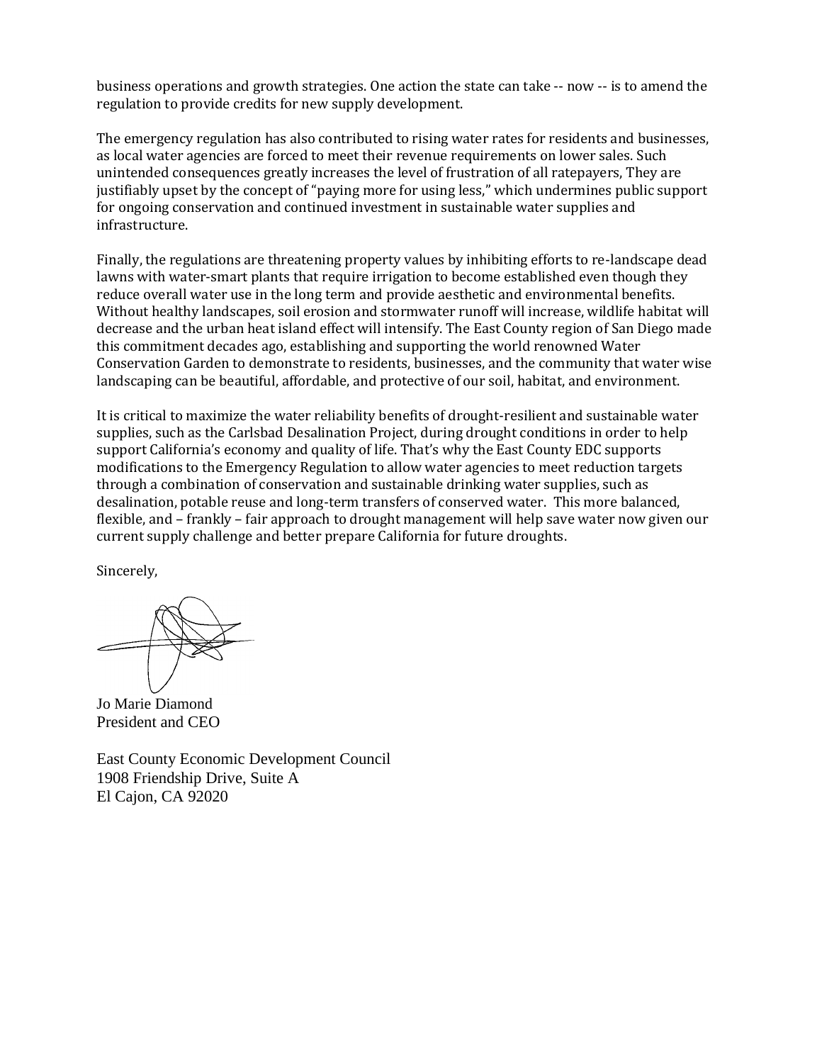business operations and growth strategies. One action the state can take -- now -- is to amend the regulation to provide credits for new supply development.

The emergency regulation has also contributed to rising water rates for residents and businesses, as local water agencies are forced to meet their revenue requirements on lower sales. Such unintended consequences greatly increases the level of frustration of all ratepayers, They are justifiably upset by the concept of "paying more for using less," which undermines public support for ongoing conservation and continued investment in sustainable water supplies and infrastructure.

Finally, the regulations are threatening property values by inhibiting efforts to re-landscape dead lawns with water-smart plants that require irrigation to become established even though they reduce overall water use in the long term and provide aesthetic and environmental benefits. Without healthy landscapes, soil erosion and stormwater runoff will increase, wildlife habitat will decrease and the urban heat island effect will intensify. The East County region of San Diego made this commitment decades ago, establishing and supporting the world renowned Water Conservation Garden to demonstrate to residents, businesses, and the community that water wise landscaping can be beautiful, affordable, and protective of our soil, habitat, and environment.

It is critical to maximize the water reliability benefits of drought-resilient and sustainable water supplies, such as the Carlsbad Desalination Project, during drought conditions in order to help support California's economy and quality of life. That's why the East County EDC supports modifications to the Emergency Regulation to allow water agencies to meet reduction targets through a combination of conservation and sustainable drinking water supplies, such as desalination, potable reuse and long-term transfers of conserved water. This more balanced, flexible, and – frankly – fair approach to drought management will help save water now given our current supply challenge and better prepare California for future droughts.

Sincerely,

Jo Marie Diamond
President and CEO

East County Economic Development Council
1908 Friendship Drive, Suite A
El Cajon, CA 92020